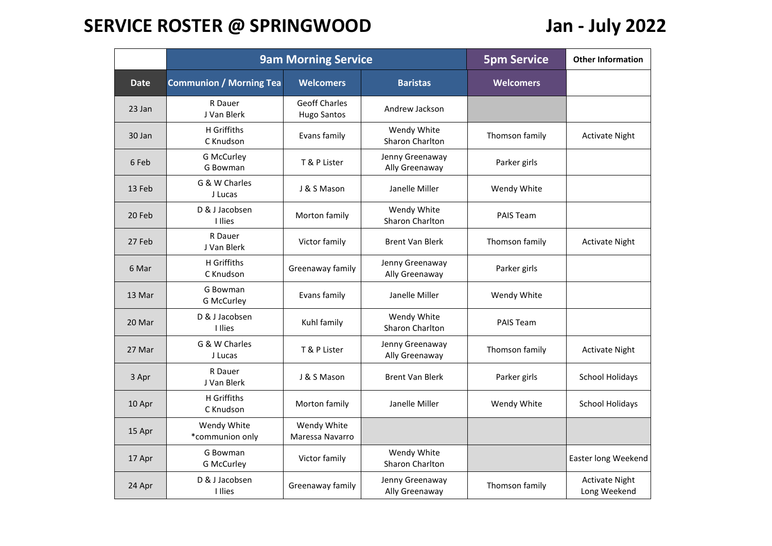# SERVICE ROSTER @ SPRINGWOOD

## Jan - July 2022

| | 9am Morning Service | | | 5pm Service | Other Information |
|---|---|---|---|---|---|
| **Date** | **Communion / Morning Tea** | **Welcomers** | **Baristas** | **Welcomers** | |
| 23 Jan | R Dauer<br>J Van Blerk | Geoff Charles<br>Hugo Santos | Andrew Jackson | | |
| 30 Jan | H Griffiths<br>C Knudson | Evans family | Wendy White<br>Sharon Charlton | Thomson family | Activate Night |
| 6 Feb | G McCurley<br>G Bowman | T & P Lister | Jenny Greenaway<br>Ally Greenaway | Parker girls | |
| 13 Feb | G & W Charles<br>J Lucas | J & S Mason | Janelle Miller | Wendy White | |
| 20 Feb | D & J Jacobsen<br>I Ilies | Morton family | Wendy White<br>Sharon Charlton | PAIS Team | |
| 27 Feb | R Dauer<br>J Van Blerk | Victor family | Brent Van Blerk | Thomson family | Activate Night |
| 6 Mar | H Griffiths<br>C Knudson | Greenaway family | Jenny Greenaway<br>Ally Greenaway | Parker girls | |
| 13 Mar | G Bowman<br>G McCurley | Evans family | Janelle Miller | Wendy White | |
| 20 Mar | D & J Jacobsen<br>I Ilies | Kuhl family | Wendy White<br>Sharon Charlton | PAIS Team | |
| 27 Mar | G & W Charles<br>J Lucas | T & P Lister | Jenny Greenaway<br>Ally Greenaway | Thomson family | Activate Night |
| 3 Apr | R Dauer<br>J Van Blerk | J & S Mason | Brent Van Blerk | Parker girls | School Holidays |
| 10 Apr | H Griffiths<br>C Knudson | Morton family | Janelle Miller | Wendy White | School Holidays |
| 15 Apr | Wendy White<br>*communion only | Wendy White<br>Maressa Navarro | | | |
| 17 Apr | G Bowman<br>G McCurley | Victor family | Wendy White<br>Sharon Charlton | | Easter long Weekend |
| 24 Apr | D & J Jacobsen<br>I Ilies | Greenaway family | Jenny Greenaway<br>Ally Greenaway | Thomson family | Activate Night<br>Long Weekend |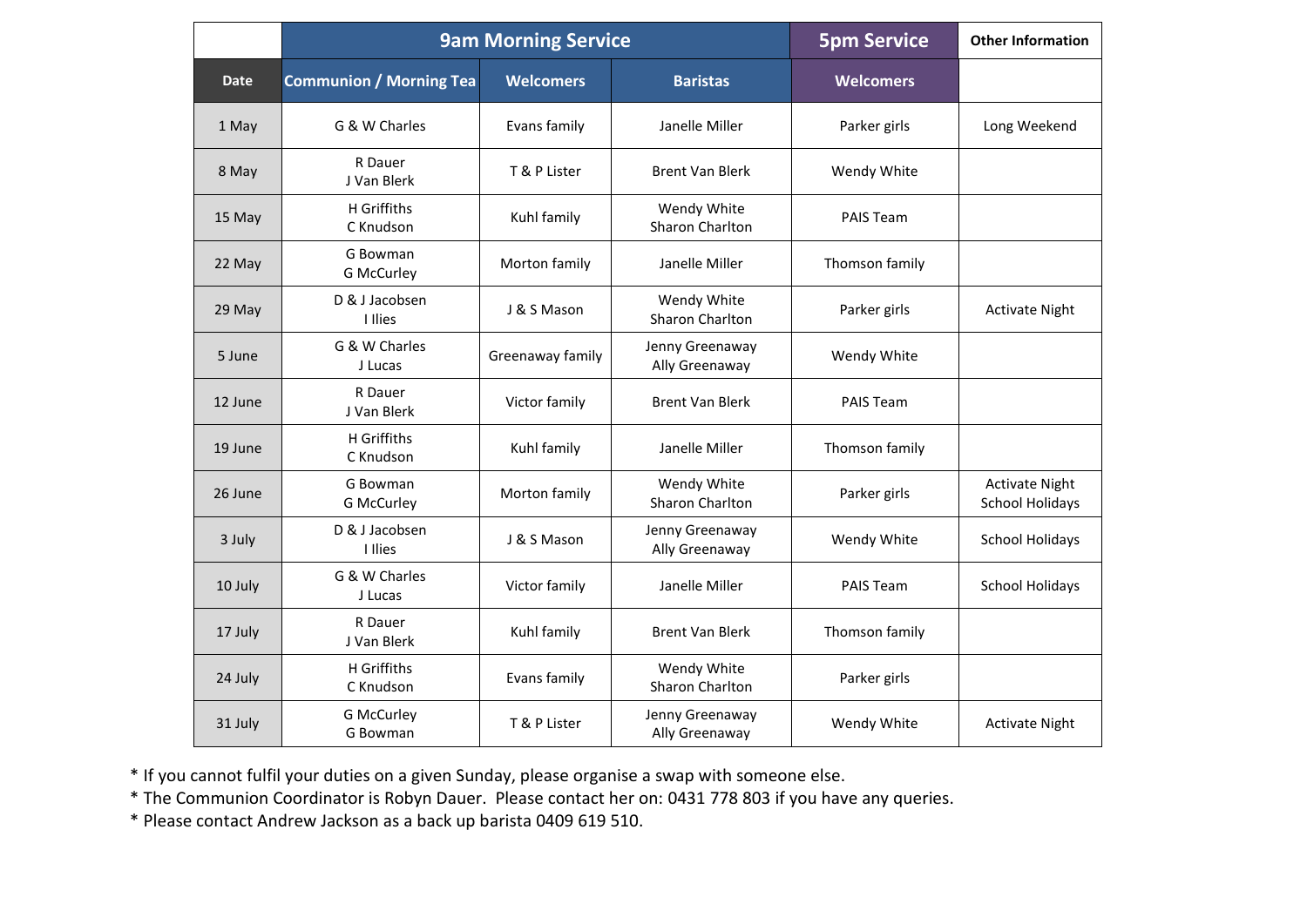| | 9am Morning Service | | | 5pm Service | Other Information |
|---|---|---|---|---|---|
| Date | Communion / Morning Tea | Welcomers | Baristas | Welcomers | |
| 1 May | G & W Charles | Evans family | Janelle Miller | Parker girls | Long Weekend |
| 8 May | R Dauer<br>J Van Blerk | T & P Lister | Brent Van Blerk | Wendy White | |
| 15 May | H Griffiths<br>C Knudson | Kuhl family | Wendy White<br>Sharon Charlton | PAIS Team | |
| 22 May | G Bowman<br>G McCurley | Morton family | Janelle Miller | Thomson family | |
| 29 May | D & J Jacobsen<br>I Ilies | J & S Mason | Wendy White<br>Sharon Charlton | Parker girls | Activate Night |
| 5 June | G & W Charles<br>J Lucas | Greenaway family | Jenny Greenaway<br>Ally Greenaway | Wendy White | |
| 12 June | R Dauer<br>J Van Blerk | Victor family | Brent Van Blerk | PAIS Team | |
| 19 June | H Griffiths<br>C Knudson | Kuhl family | Janelle Miller | Thomson family | |
| 26 June | G Bowman<br>G McCurley | Morton family | Wendy White<br>Sharon Charlton | Parker girls | Activate Night<br>School Holidays |
| 3 July | D & J Jacobsen<br>I Ilies | J & S Mason | Jenny Greenaway<br>Ally Greenaway | Wendy White | School Holidays |
| 10 July | G & W Charles<br>J Lucas | Victor family | Janelle Miller | PAIS Team | School Holidays |
| 17 July | R Dauer<br>J Van Blerk | Kuhl family | Brent Van Blerk | Thomson family | |
| 24 July | H Griffiths<br>C Knudson | Evans family | Wendy White<br>Sharon Charlton | Parker girls | |
| 31 July | G McCurley<br>G Bowman | T & P Lister | Jenny Greenaway<br>Ally Greenaway | Wendy White | Activate Night |

* If you cannot fulfil your duties on a given Sunday, please organise a swap with someone else.
* The Communion Coordinator is Robyn Dauer. Please contact her on: 0431 778 803 if you have any queries.
* Please contact Andrew Jackson as a back up barista 0409 619 510.